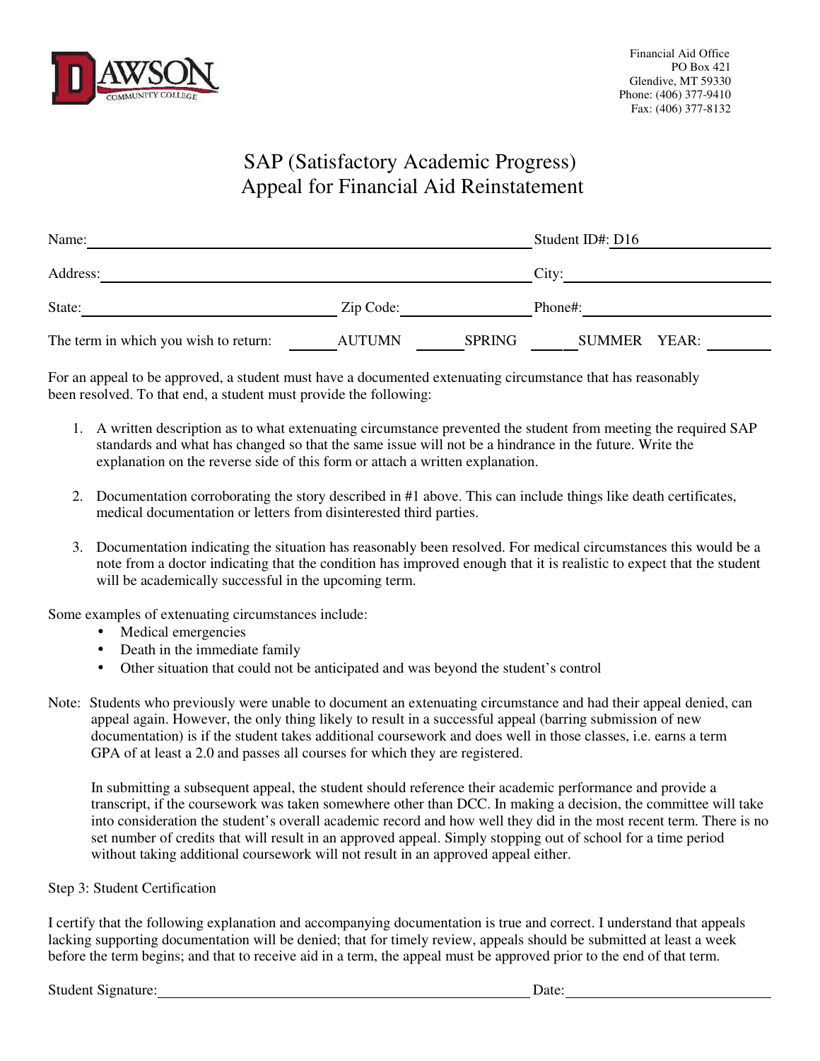DAWSON COMMUNITY COLLEGE

Financial Aid Office
PO Box 421
Glendive, MT 59330
Phone: (406) 377-9410
Fax: (406) 377-8132

# SAP (Satisfactory Academic Progress) Appeal for Financial Aid Reinstatement

Name: ______________________________ Student ID#: D16__________

Address: ______________________________ City: ______________________

State: ____________________ Zip Code: ______________ Phone#: ______________________

The term in which you wish to return: ______AUTUMN ______SPRING ______SUMMER YEAR: ________

For an appeal to be approved, a student must have a documented extenuating circumstance that has reasonably been resolved. To that end, a student must provide the following:

1. A written description as to what extenuating circumstance prevented the student from meeting the required SAP standards and what has changed so that the same issue will not be a hindrance in the future. Write the explanation on the reverse side of this form or attach a written explanation.
2. Documentation corroborating the story described in #1 above. This can include things like death certificates, medical documentation or letters from disinterested third parties.
3. Documentation indicating the situation has reasonably been resolved. For medical circumstances this would be a note from a doctor indicating that the condition has improved enough that it is realistic to expect that the student will be academically successful in the upcoming term.

Some examples of extenuating circumstances include:

- Medical emergencies
- Death in the immediate family
- Other situation that could not be anticipated and was beyond the student's control

Note: Students who previously were unable to document an extenuating circumstance and had their appeal denied, can appeal again. However, the only thing likely to result in a successful appeal (barring submission of new documentation) is if the student takes additional coursework and does well in those classes, i.e. earns a term GPA of at least a 2.0 and passes all courses for which they are registered.

In submitting a subsequent appeal, the student should reference their academic performance and provide a transcript, if the coursework was taken somewhere other than DCC. In making a decision, the committee will take into consideration the student's overall academic record and how well they did in the most recent term. There is no set number of credits that will result in an approved appeal. Simply stopping out of school for a time period without taking additional coursework will not result in an approved appeal either.

Step 3: Student Certification

I certify that the following explanation and accompanying documentation is true and correct. I understand that appeals lacking supporting documentation will be denied; that for timely review, appeals should be submitted at least a week before the term begins; and that to receive aid in a term, the appeal must be approved prior to the end of that term.

Student Signature: ______________________________ Date: ____________________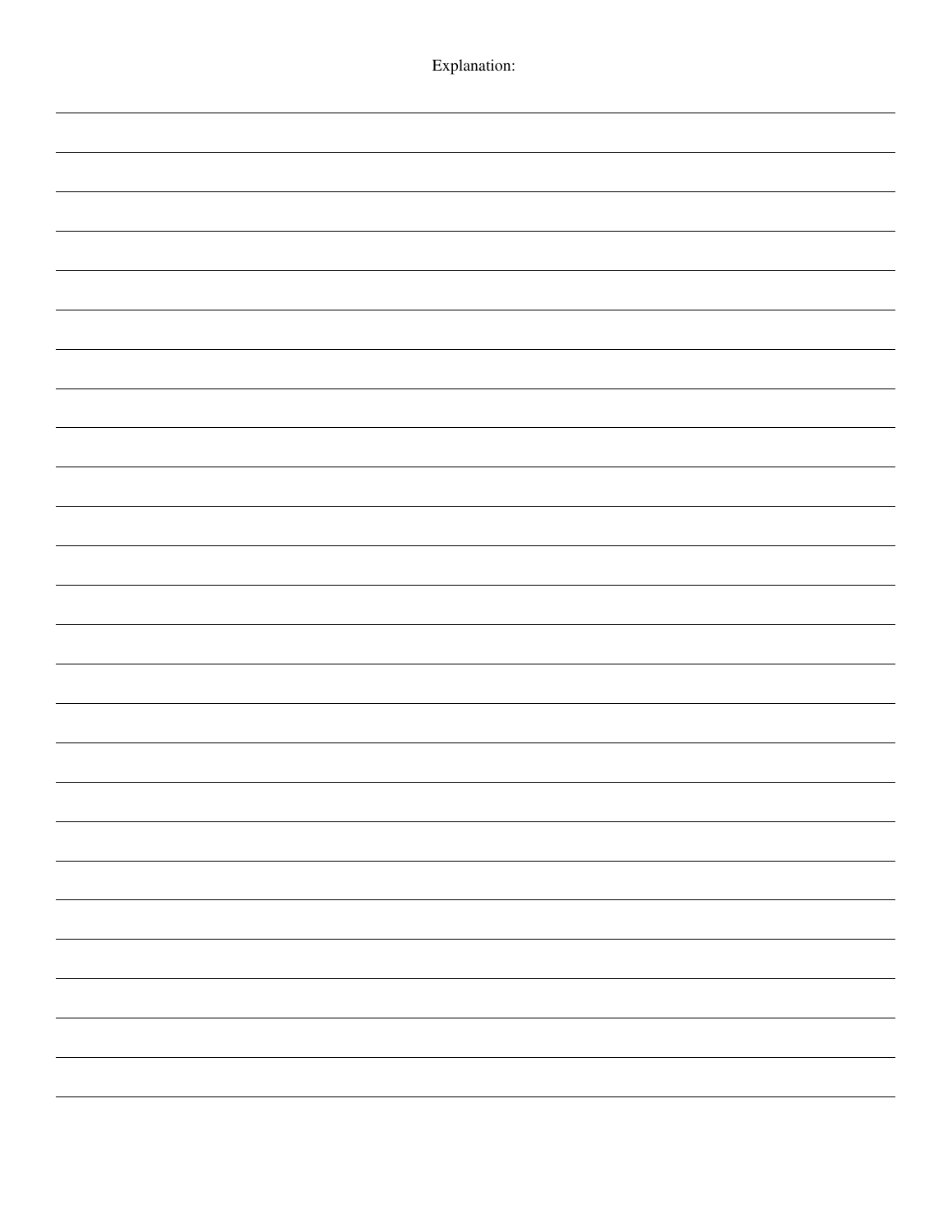Explanation: